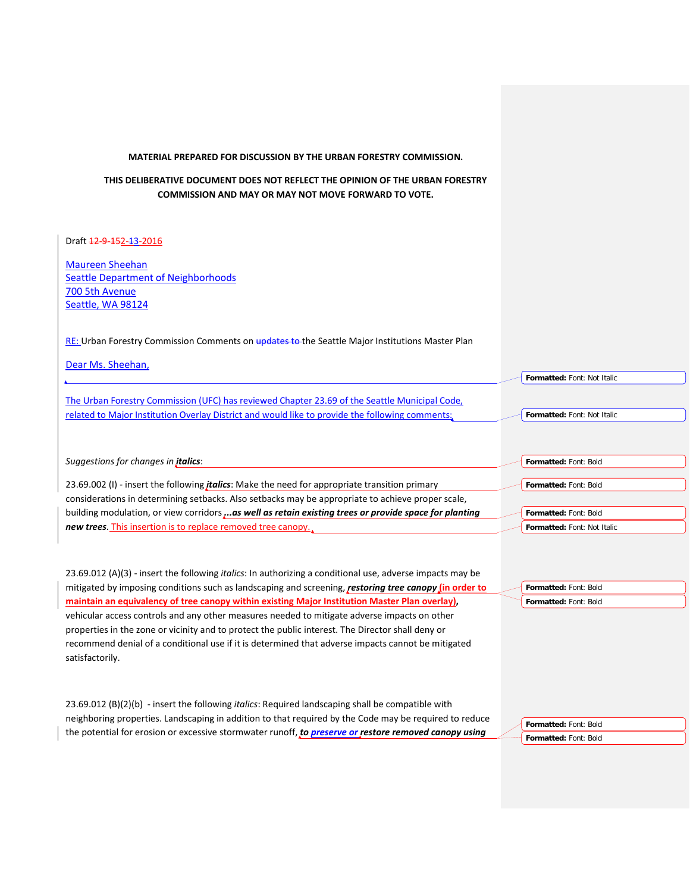**MATERIAL PREPARED FOR DISCUSSION BY THE URBAN FORESTRY COMMISSION.**

**THIS DELIBERATIVE DOCUMENT DOES NOT REFLECT THE OPINION OF THE URBAN FORESTRY COMMISSION AND MAY OR MAY NOT MOVE FORWARD TO VOTE.**

Draft ~~12-9-15~~2-13-2016

Maureen Sheehan
Seattle Department of Neighborhoods
700 5th Avenue
Seattle, WA 98124

RE: Urban Forestry Commission Comments on ~~updates to~~ the Seattle Major Institutions Master Plan

Dear Ms. Sheehan,

The Urban Forestry Commission (UFC) has reviewed Chapter 23.69 of the Seattle Municipal Code, related to Major Institution Overlay District and would like to provide the following comments:

*Suggestions for changes in* ***italics***:

23.69.002 (I) - insert the following ***italics***: Make the need for appropriate transition primary considerations in determining setbacks. Also setbacks may be appropriate to achieve proper scale, building modulation, or view corridors ***...as well as retain existing trees or provide space for planting new trees***. This insertion is to replace removed tree canopy.

23.69.012 (A)(3) - insert the following *italics*: In authorizing a conditional use, adverse impacts may be mitigated by imposing conditions such as landscaping and screening, ***restoring tree canopy*** **(in order to maintain an equivalency of tree canopy within existing Major Institution Master Plan overlay)**, vehicular access controls and any other measures needed to mitigate adverse impacts on other properties in the zone or vicinity and to protect the public interest. The Director shall deny or recommend denial of a conditional use if it is determined that adverse impacts cannot be mitigated satisfactorily.

23.69.012 (B)(2)(b) - insert the following *italics*: Required landscaping shall be compatible with neighboring properties. Landscaping in addition to that required by the Code may be required to reduce the potential for erosion or excessive stormwater runoff, ***to preserve or restore removed canopy using***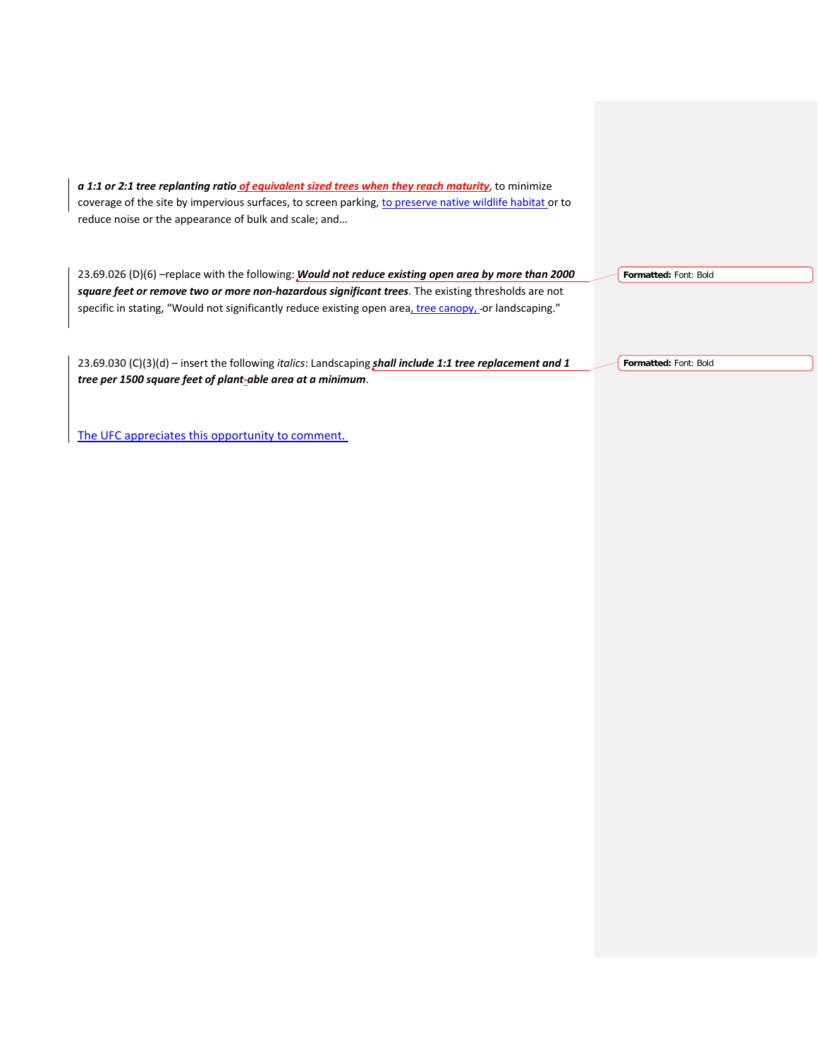***a 1:1 or 2:1 tree replanting ratio*** *of equivalent sized trees when they reach maturity*, to minimize coverage of the site by impervious surfaces, to screen parking, to preserve native wildlife habitat or to reduce noise or the appearance of bulk and scale; and…

23.69.026 (D)(6) –replace with the following: ***Would not reduce existing open area by more than 2000 square feet or remove two or more non-hazardous significant trees***. The existing thresholds are not specific in stating, "Would not significantly reduce existing open area, tree canopy, or landscaping."

23.69.030 (C)(3)(d) – insert the following *italics*: Landscaping ***shall include 1:1 tree replacement and 1 tree per 1500 square feet of plant-able area at a minimum***.

The UFC appreciates this opportunity to comment.